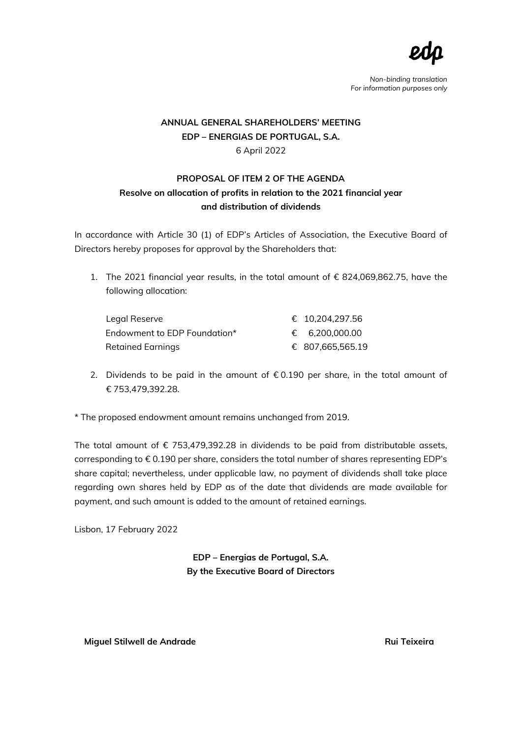*Non-binding translation*
*For information purposes only*

**ANNUAL GENERAL SHAREHOLDERS' MEETING**
**EDP – ENERGIAS DE PORTUGAL, S.A.**
6 April 2022

**PROPOSAL OF ITEM 2 OF THE AGENDA**
**Resolve on allocation of profits in relation to the 2021 financial year and distribution of dividends**

In accordance with Article 30 (1) of EDP's Articles of Association, the Executive Board of Directors hereby proposes for approval by the Shareholders that:

1. The 2021 financial year results, in the total amount of € 824,069,862.75, have the following allocation:

| | |
|---|---|
| Legal Reserve | € 10,204,297.56 |
| Endowment to EDP Foundation* | € 6,200,000.00 |
| Retained Earnings | € 807,665,565.19 |

2. Dividends to be paid in the amount of € 0.190 per share, in the total amount of € 753,479,392.28.

* The proposed endowment amount remains unchanged from 2019.

The total amount of € 753,479,392.28 in dividends to be paid from distributable assets, corresponding to € 0.190 per share, considers the total number of shares representing EDP's share capital; nevertheless, under applicable law, no payment of dividends shall take place regarding own shares held by EDP as of the date that dividends are made available for payment, and such amount is added to the amount of retained earnings.

Lisbon, 17 February 2022

**EDP – Energias de Portugal, S.A.**
**By the Executive Board of Directors**

**Miguel Stilwell de Andrade** **Rui Teixeira**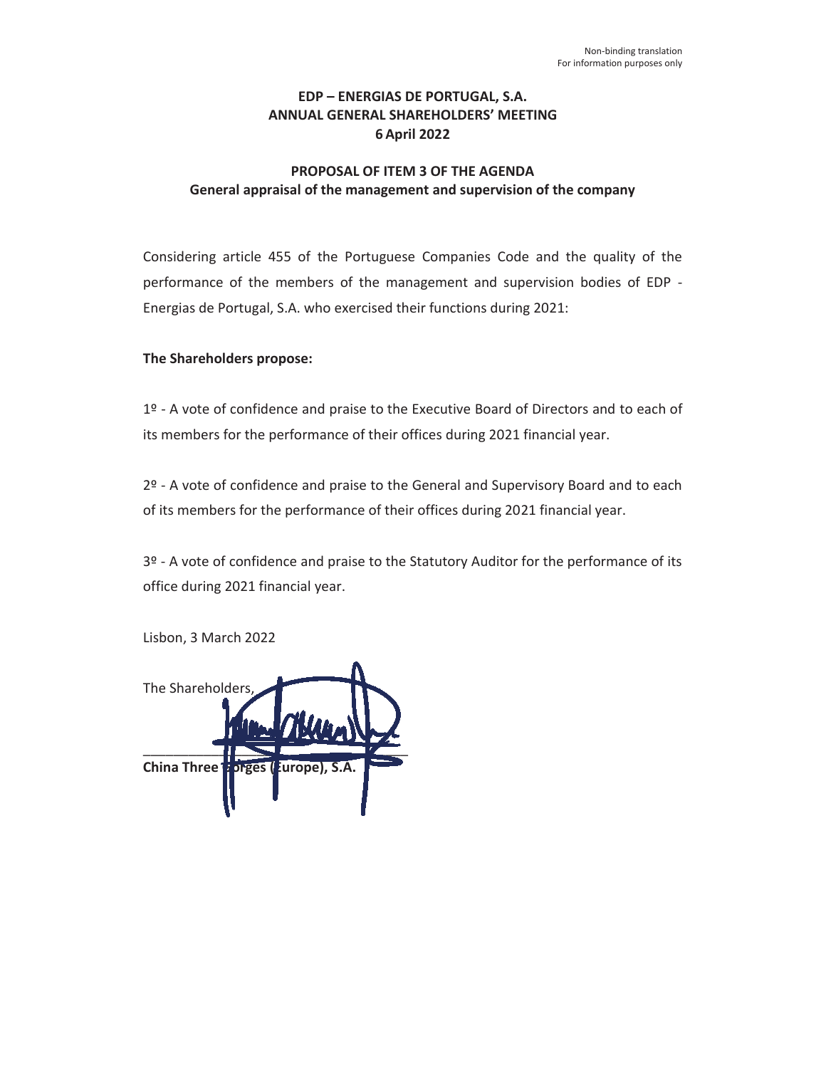Non-binding translation
For information purposes only

**EDP – ENERGIAS DE PORTUGAL, S.A.**
**ANNUAL GENERAL SHAREHOLDERS' MEETING**
**6 April 2022**

**PROPOSAL OF ITEM 3 OF THE AGENDA**
**General appraisal of the management and supervision of the company**

Considering article 455 of the Portuguese Companies Code and the quality of the performance of the members of the management and supervision bodies of EDP - Energias de Portugal, S.A. who exercised their functions during 2021:

**The Shareholders propose:**

1º - A vote of confidence and praise to the Executive Board of Directors and to each of its members for the performance of their offices during 2021 financial year.

2º - A vote of confidence and praise to the General and Supervisory Board and to each of its members for the performance of their offices during 2021 financial year.

3º - A vote of confidence and praise to the Statutory Auditor for the performance of its office during 2021 financial year.

Lisbon, 3 March 2022

The Shareholders,

\_\_\_\_\_\_\_\_\_\_\_\_\_\_\_\_\_\_\_\_\_\_\_\_\_\_\_\_\_\_\_\_\_\_\_\_

**China Three Gorges (Europe), S.A.**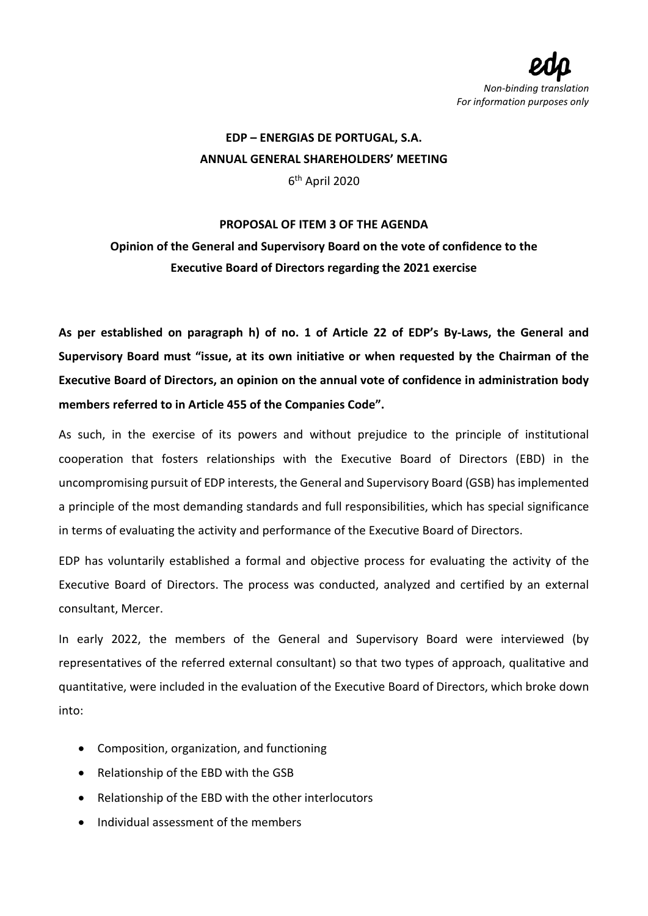*Non-binding translation*
*For information purposes only*

**EDP – ENERGIAS DE PORTUGAL, S.A.**
**ANNUAL GENERAL SHAREHOLDERS' MEETING**
6th April 2020

**PROPOSAL OF ITEM 3 OF THE AGENDA**
**Opinion of the General and Supervisory Board on the vote of confidence to the Executive Board of Directors regarding the 2021 exercise**

**As per established on paragraph h) of no. 1 of Article 22 of EDP's By-Laws, the General and Supervisory Board must "issue, at its own initiative or when requested by the Chairman of the Executive Board of Directors, an opinion on the annual vote of confidence in administration body members referred to in Article 455 of the Companies Code".**

As such, in the exercise of its powers and without prejudice to the principle of institutional cooperation that fosters relationships with the Executive Board of Directors (EBD) in the uncompromising pursuit of EDP interests, the General and Supervisory Board (GSB) has implemented a principle of the most demanding standards and full responsibilities, which has special significance in terms of evaluating the activity and performance of the Executive Board of Directors.

EDP has voluntarily established a formal and objective process for evaluating the activity of the Executive Board of Directors. The process was conducted, analyzed and certified by an external consultant, Mercer.

In early 2022, the members of the General and Supervisory Board were interviewed (by representatives of the referred external consultant) so that two types of approach, qualitative and quantitative, were included in the evaluation of the Executive Board of Directors, which broke down into:

- Composition, organization, and functioning
- Relationship of the EBD with the GSB
- Relationship of the EBD with the other interlocutors
- Individual assessment of the members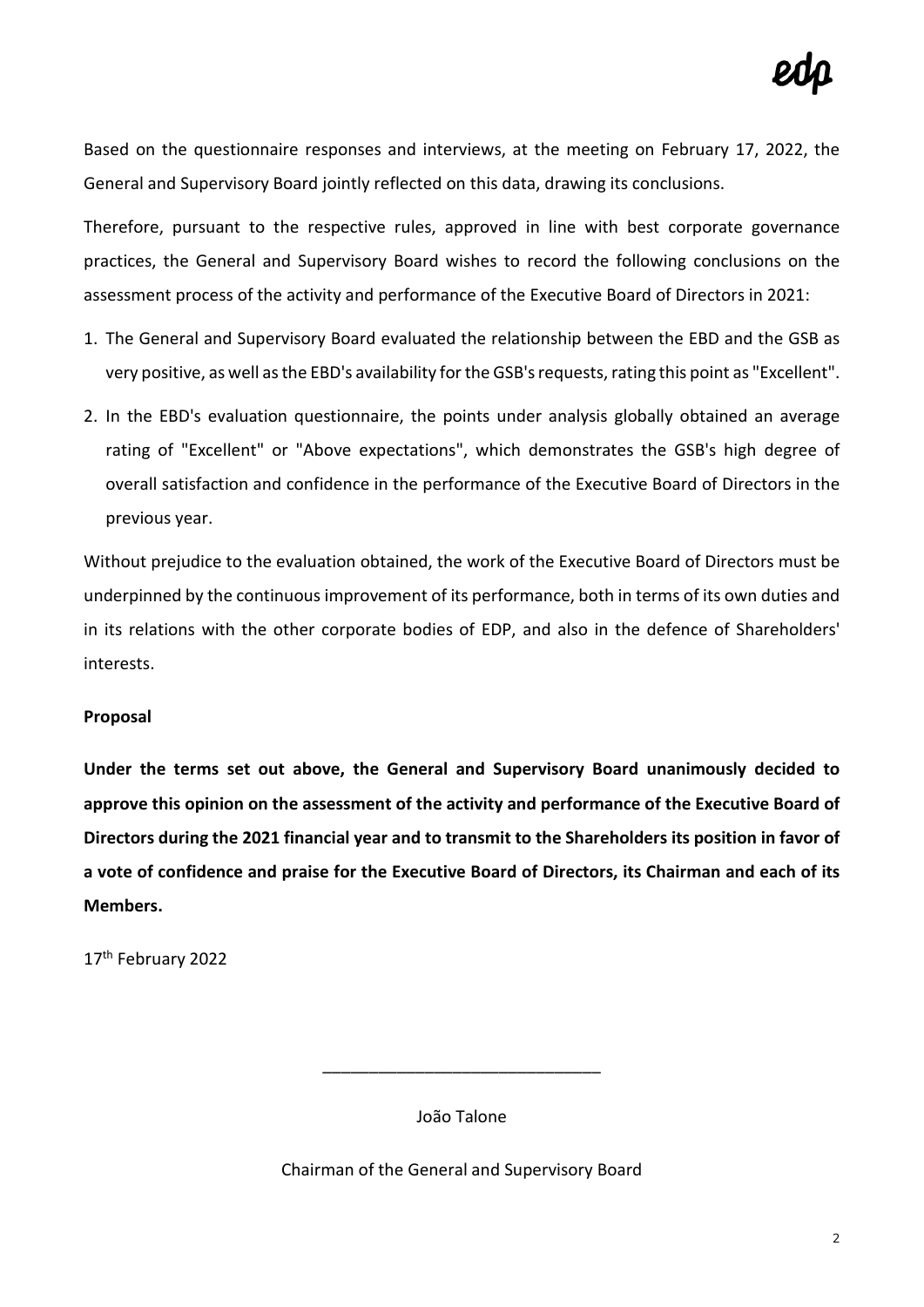Based on the questionnaire responses and interviews, at the meeting on February 17, 2022, the General and Supervisory Board jointly reflected on this data, drawing its conclusions.

Therefore, pursuant to the respective rules, approved in line with best corporate governance practices, the General and Supervisory Board wishes to record the following conclusions on the assessment process of the activity and performance of the Executive Board of Directors in 2021:

1. The General and Supervisory Board evaluated the relationship between the EBD and the GSB as very positive, as well as the EBD's availability for the GSB's requests, rating this point as "Excellent".
2. In the EBD's evaluation questionnaire, the points under analysis globally obtained an average rating of "Excellent" or "Above expectations", which demonstrates the GSB's high degree of overall satisfaction and confidence in the performance of the Executive Board of Directors in the previous year.

Without prejudice to the evaluation obtained, the work of the Executive Board of Directors must be underpinned by the continuous improvement of its performance, both in terms of its own duties and in its relations with the other corporate bodies of EDP, and also in the defence of Shareholders' interests.

**Proposal**

**Under the terms set out above, the General and Supervisory Board unanimously decided to approve this opinion on the assessment of the activity and performance of the Executive Board of Directors during the 2021 financial year and to transmit to the Shareholders its position in favor of a vote of confidence and praise for the Executive Board of Directors, its Chairman and each of its Members.**

17th February 2022

\_\_\_\_\_\_\_\_\_\_\_\_\_\_\_\_\_\_\_\_\_\_\_\_\_\_\_\_\_\_

João Talone

Chairman of the General and Supervisory Board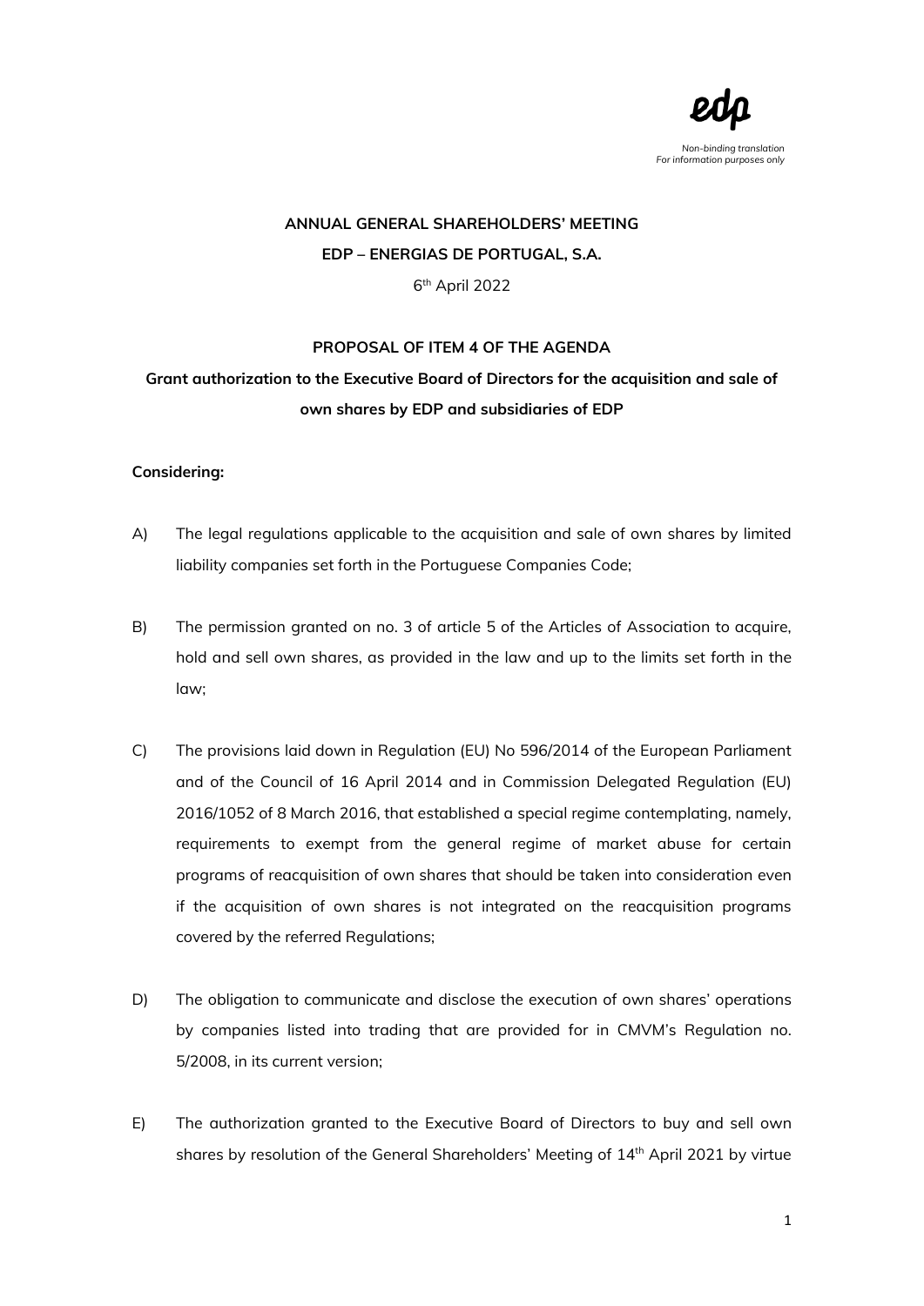*Non-binding translation*
*For information purposes only*

**ANNUAL GENERAL SHAREHOLDERS' MEETING**

**EDP – ENERGIAS DE PORTUGAL, S.A.**

6th April 2022

**PROPOSAL OF ITEM 4 OF THE AGENDA**

**Grant authorization to the Executive Board of Directors for the acquisition and sale of own shares by EDP and subsidiaries of EDP**

**Considering:**

A) The legal regulations applicable to the acquisition and sale of own shares by limited liability companies set forth in the Portuguese Companies Code;

B) The permission granted on no. 3 of article 5 of the Articles of Association to acquire, hold and sell own shares, as provided in the law and up to the limits set forth in the law;

C) The provisions laid down in Regulation (EU) No 596/2014 of the European Parliament and of the Council of 16 April 2014 and in Commission Delegated Regulation (EU) 2016/1052 of 8 March 2016, that established a special regime contemplating, namely, requirements to exempt from the general regime of market abuse for certain programs of reacquisition of own shares that should be taken into consideration even if the acquisition of own shares is not integrated on the reacquisition programs covered by the referred Regulations;

D) The obligation to communicate and disclose the execution of own shares' operations by companies listed into trading that are provided for in CMVM's Regulation no. 5/2008, in its current version;

E) The authorization granted to the Executive Board of Directors to buy and sell own shares by resolution of the General Shareholders' Meeting of 14th April 2021 by virtue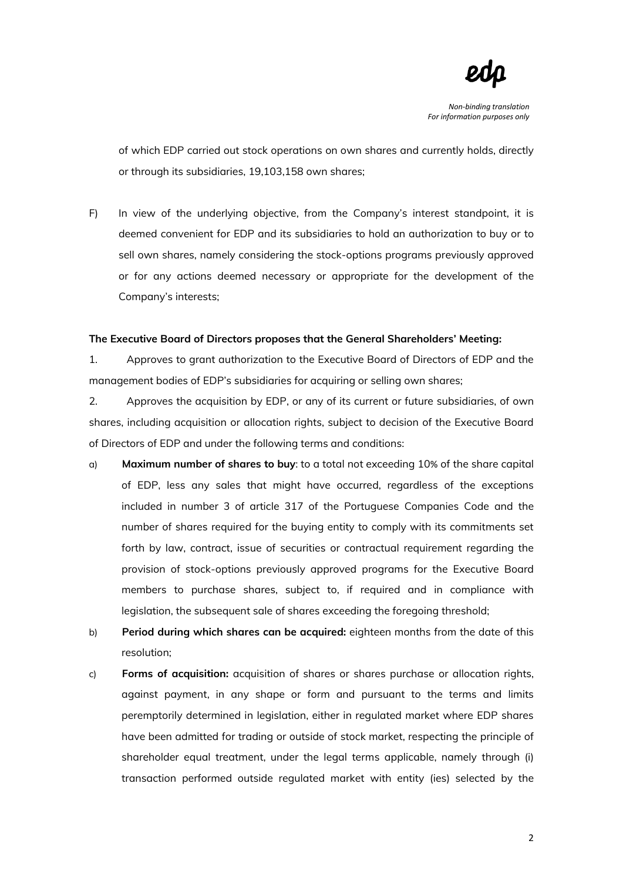of which EDP carried out stock operations on own shares and currently holds, directly or through its subsidiaries, 19,103,158 own shares;

F) In view of the underlying objective, from the Company's interest standpoint, it is deemed convenient for EDP and its subsidiaries to hold an authorization to buy or to sell own shares, namely considering the stock-options programs previously approved or for any actions deemed necessary or appropriate for the development of the Company's interests;

**The Executive Board of Directors proposes that the General Shareholders' Meeting:**

1. Approves to grant authorization to the Executive Board of Directors of EDP and the management bodies of EDP's subsidiaries for acquiring or selling own shares;

2. Approves the acquisition by EDP, or any of its current or future subsidiaries, of own shares, including acquisition or allocation rights, subject to decision of the Executive Board of Directors of EDP and under the following terms and conditions:

a) **Maximum number of shares to buy**: to a total not exceeding 10% of the share capital of EDP, less any sales that might have occurred, regardless of the exceptions included in number 3 of article 317 of the Portuguese Companies Code and the number of shares required for the buying entity to comply with its commitments set forth by law, contract, issue of securities or contractual requirement regarding the provision of stock-options previously approved programs for the Executive Board members to purchase shares, subject to, if required and in compliance with legislation, the subsequent sale of shares exceeding the foregoing threshold;

b) **Period during which shares can be acquired:** eighteen months from the date of this resolution;

c) **Forms of acquisition:** acquisition of shares or shares purchase or allocation rights, against payment, in any shape or form and pursuant to the terms and limits peremptorily determined in legislation, either in regulated market where EDP shares have been admitted for trading or outside of stock market, respecting the principle of shareholder equal treatment, under the legal terms applicable, namely through (i) transaction performed outside regulated market with entity (ies) selected by the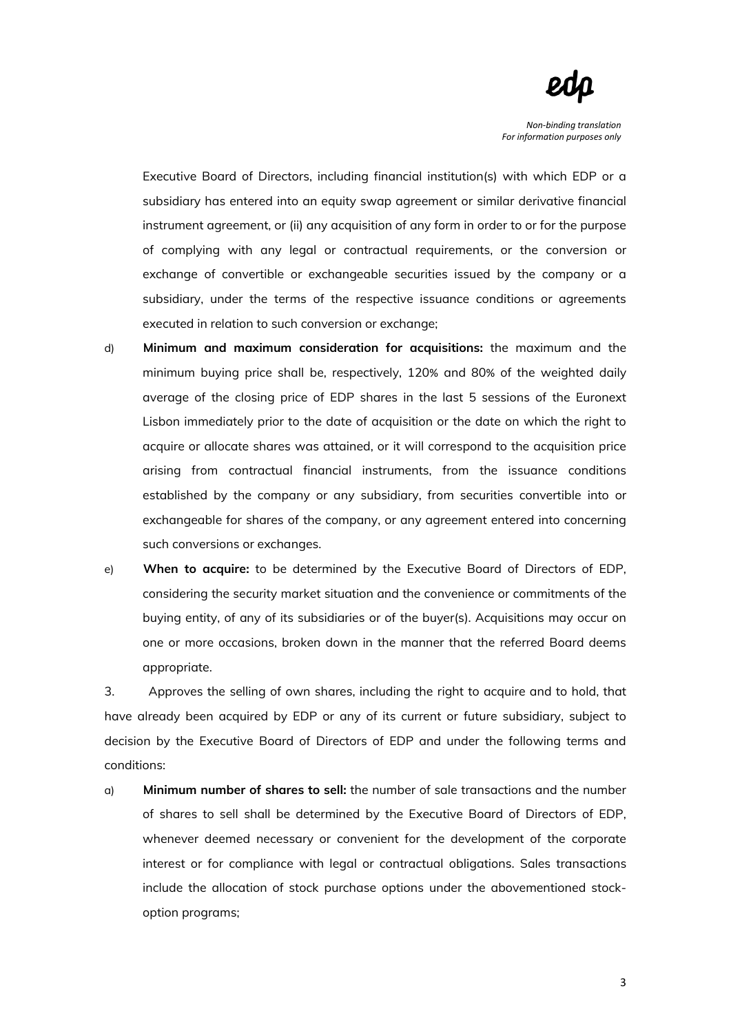Executive Board of Directors, including financial institution(s) with which EDP or a subsidiary has entered into an equity swap agreement or similar derivative financial instrument agreement, or (ii) any acquisition of any form in order to or for the purpose of complying with any legal or contractual requirements, or the conversion or exchange of convertible or exchangeable securities issued by the company or a subsidiary, under the terms of the respective issuance conditions or agreements executed in relation to such conversion or exchange;

d) **Minimum and maximum consideration for acquisitions:** the maximum and the minimum buying price shall be, respectively, 120% and 80% of the weighted daily average of the closing price of EDP shares in the last 5 sessions of the Euronext Lisbon immediately prior to the date of acquisition or the date on which the right to acquire or allocate shares was attained, or it will correspond to the acquisition price arising from contractual financial instruments, from the issuance conditions established by the company or any subsidiary, from securities convertible into or exchangeable for shares of the company, or any agreement entered into concerning such conversions or exchanges.

e) **When to acquire:** to be determined by the Executive Board of Directors of EDP, considering the security market situation and the convenience or commitments of the buying entity, of any of its subsidiaries or of the buyer(s). Acquisitions may occur on one or more occasions, broken down in the manner that the referred Board deems appropriate.

3. Approves the selling of own shares, including the right to acquire and to hold, that have already been acquired by EDP or any of its current or future subsidiary, subject to decision by the Executive Board of Directors of EDP and under the following terms and conditions:

a) **Minimum number of shares to sell:** the number of sale transactions and the number of shares to sell shall be determined by the Executive Board of Directors of EDP, whenever deemed necessary or convenient for the development of the corporate interest or for compliance with legal or contractual obligations. Sales transactions include the allocation of stock purchase options under the abovementioned stock-option programs;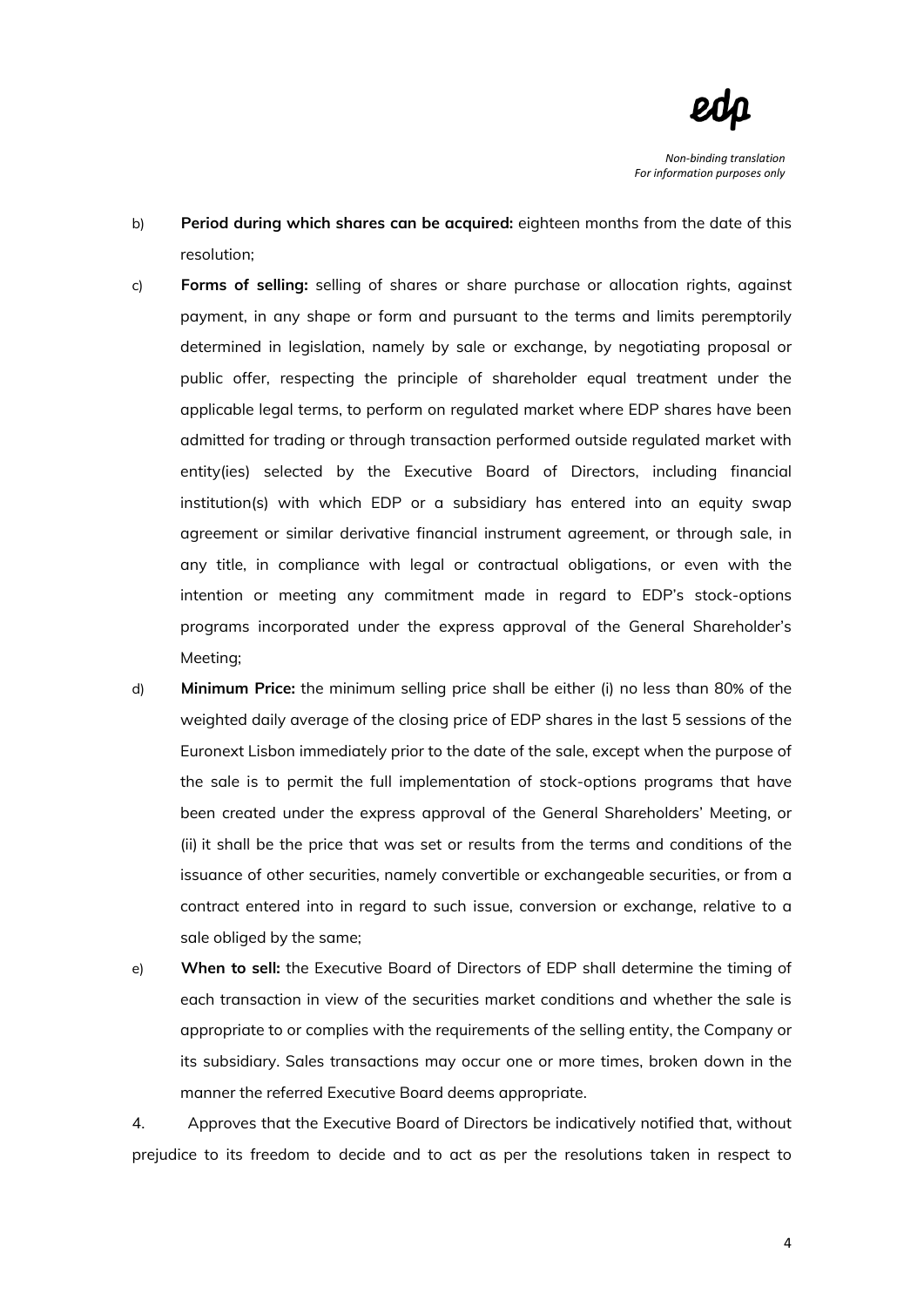b) **Period during which shares can be acquired:** eighteen months from the date of this resolution;

c) **Forms of selling:** selling of shares or share purchase or allocation rights, against payment, in any shape or form and pursuant to the terms and limits peremptorily determined in legislation, namely by sale or exchange, by negotiating proposal or public offer, respecting the principle of shareholder equal treatment under the applicable legal terms, to perform on regulated market where EDP shares have been admitted for trading or through transaction performed outside regulated market with entity(ies) selected by the Executive Board of Directors, including financial institution(s) with which EDP or a subsidiary has entered into an equity swap agreement or similar derivative financial instrument agreement, or through sale, in any title, in compliance with legal or contractual obligations, or even with the intention or meeting any commitment made in regard to EDP's stock-options programs incorporated under the express approval of the General Shareholder's Meeting;

d) **Minimum Price:** the minimum selling price shall be either (i) no less than 80% of the weighted daily average of the closing price of EDP shares in the last 5 sessions of the Euronext Lisbon immediately prior to the date of the sale, except when the purpose of the sale is to permit the full implementation of stock-options programs that have been created under the express approval of the General Shareholders' Meeting, or (ii) it shall be the price that was set or results from the terms and conditions of the issuance of other securities, namely convertible or exchangeable securities, or from a contract entered into in regard to such issue, conversion or exchange, relative to a sale obliged by the same;

e) **When to sell:** the Executive Board of Directors of EDP shall determine the timing of each transaction in view of the securities market conditions and whether the sale is appropriate to or complies with the requirements of the selling entity, the Company or its subsidiary. Sales transactions may occur one or more times, broken down in the manner the referred Executive Board deems appropriate.

4. Approves that the Executive Board of Directors be indicatively notified that, without prejudice to its freedom to decide and to act as per the resolutions taken in respect to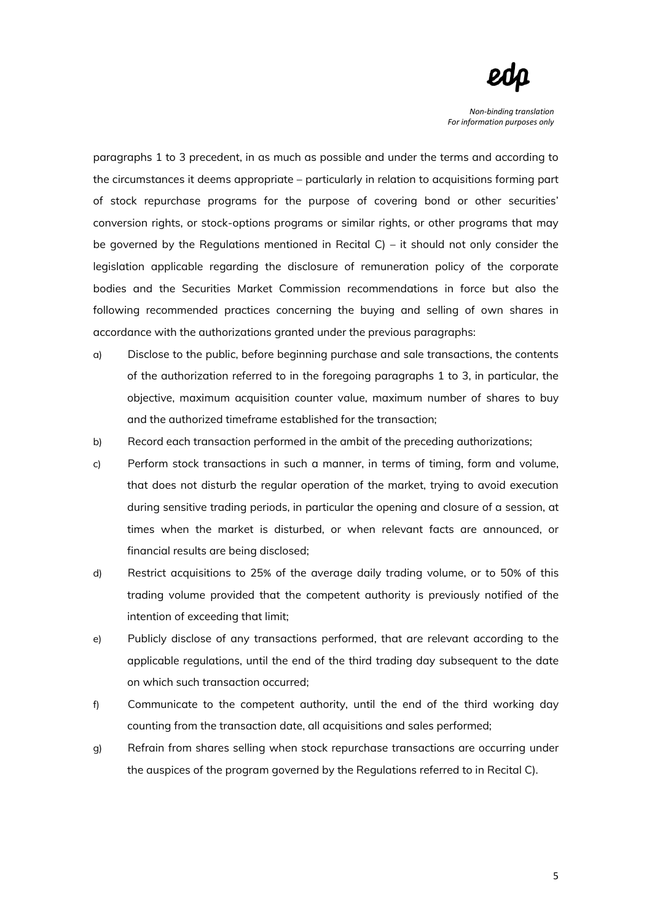paragraphs 1 to 3 precedent, in as much as possible and under the terms and according to the circumstances it deems appropriate – particularly in relation to acquisitions forming part of stock repurchase programs for the purpose of covering bond or other securities' conversion rights, or stock-options programs or similar rights, or other programs that may be governed by the Regulations mentioned in Recital C) – it should not only consider the legislation applicable regarding the disclosure of remuneration policy of the corporate bodies and the Securities Market Commission recommendations in force but also the following recommended practices concerning the buying and selling of own shares in accordance with the authorizations granted under the previous paragraphs:

a) Disclose to the public, before beginning purchase and sale transactions, the contents of the authorization referred to in the foregoing paragraphs 1 to 3, in particular, the objective, maximum acquisition counter value, maximum number of shares to buy and the authorized timeframe established for the transaction;

b) Record each transaction performed in the ambit of the preceding authorizations;

c) Perform stock transactions in such a manner, in terms of timing, form and volume, that does not disturb the regular operation of the market, trying to avoid execution during sensitive trading periods, in particular the opening and closure of a session, at times when the market is disturbed, or when relevant facts are announced, or financial results are being disclosed;

d) Restrict acquisitions to 25% of the average daily trading volume, or to 50% of this trading volume provided that the competent authority is previously notified of the intention of exceeding that limit;

e) Publicly disclose of any transactions performed, that are relevant according to the applicable regulations, until the end of the third trading day subsequent to the date on which such transaction occurred;

f) Communicate to the competent authority, until the end of the third working day counting from the transaction date, all acquisitions and sales performed;

g) Refrain from shares selling when stock repurchase transactions are occurring under the auspices of the program governed by the Regulations referred to in Recital C).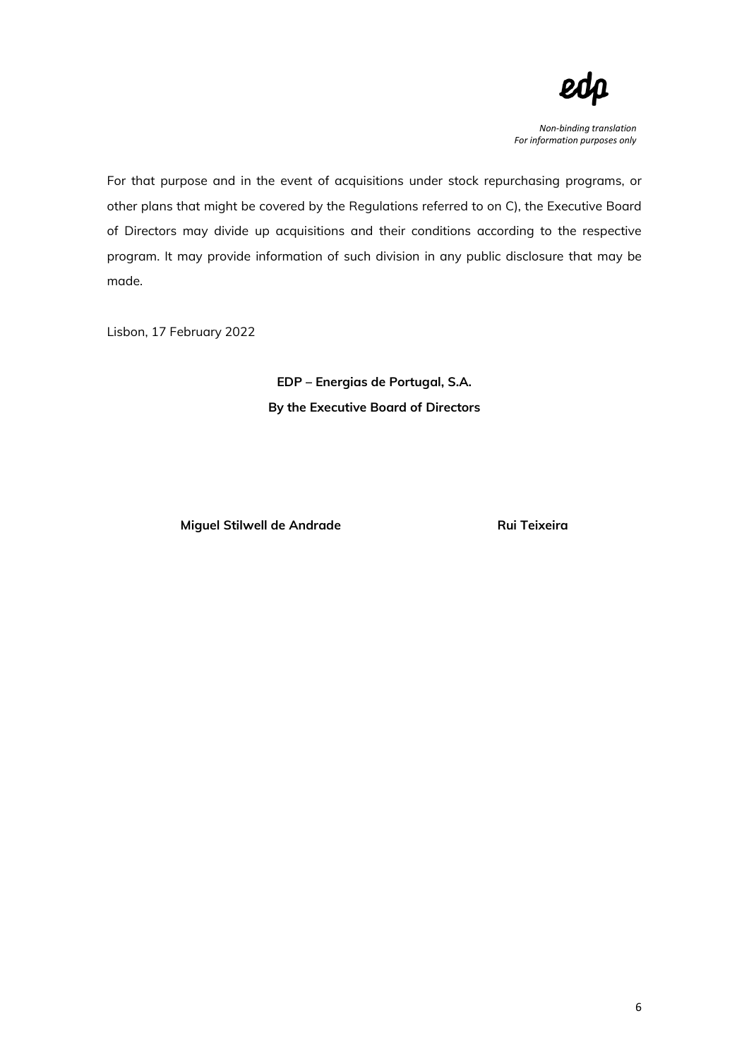*Non-binding translation*
*For information purposes only*

For that purpose and in the event of acquisitions under stock repurchasing programs, or other plans that might be covered by the Regulations referred to on C), the Executive Board of Directors may divide up acquisitions and their conditions according to the respective program. It may provide information of such division in any public disclosure that may be made.

Lisbon, 17 February 2022

**EDP – Energias de Portugal, S.A.**

**By the Executive Board of Directors**

**Miguel Stilwell de Andrade** **Rui Teixeira**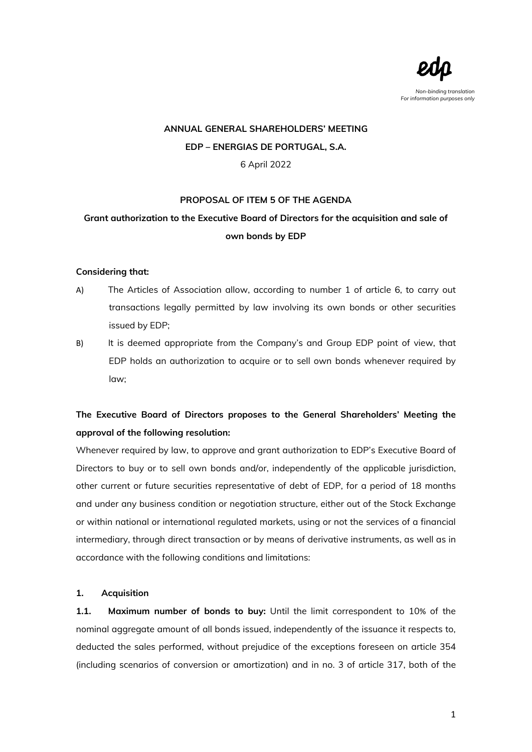*Non-binding translation*
*For information purposes only*

**ANNUAL GENERAL SHAREHOLDERS' MEETING**

**EDP – ENERGIAS DE PORTUGAL, S.A.**

6 April 2022

**PROPOSAL OF ITEM 5 OF THE AGENDA**

**Grant authorization to the Executive Board of Directors for the acquisition and sale of own bonds by EDP**

**Considering that:**

A) The Articles of Association allow, according to number 1 of article 6, to carry out transactions legally permitted by law involving its own bonds or other securities issued by EDP;

B) It is deemed appropriate from the Company's and Group EDP point of view, that EDP holds an authorization to acquire or to sell own bonds whenever required by law;

**The Executive Board of Directors proposes to the General Shareholders' Meeting the approval of the following resolution:**

Whenever required by law, to approve and grant authorization to EDP's Executive Board of Directors to buy or to sell own bonds and/or, independently of the applicable jurisdiction, other current or future securities representative of debt of EDP, for a period of 18 months and under any business condition or negotiation structure, either out of the Stock Exchange or within national or international regulated markets, using or not the services of a financial intermediary, through direct transaction or by means of derivative instruments, as well as in accordance with the following conditions and limitations:

**1. Acquisition**

**1.1. Maximum number of bonds to buy:** Until the limit correspondent to 10% of the nominal aggregate amount of all bonds issued, independently of the issuance it respects to, deducted the sales performed, without prejudice of the exceptions foreseen on article 354 (including scenarios of conversion or amortization) and in no. 3 of article 317, both of the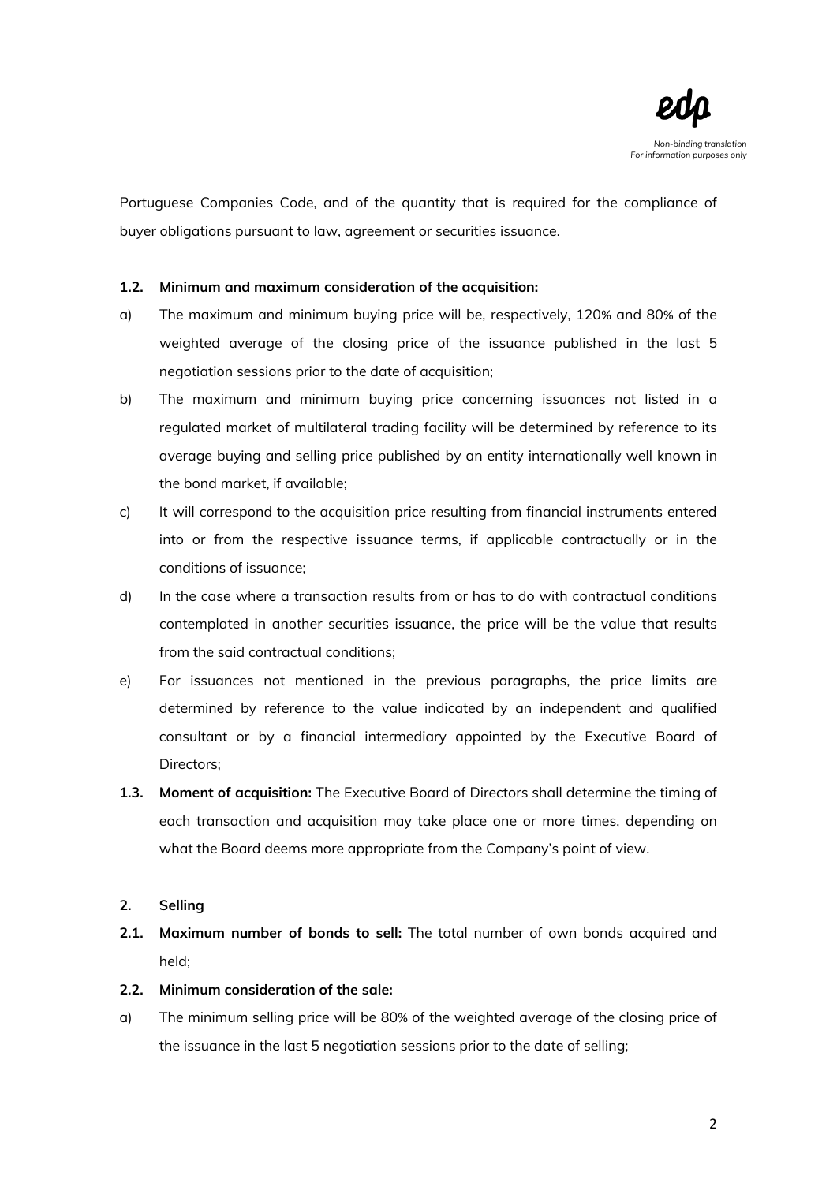Portuguese Companies Code, and of the quantity that is required for the compliance of buyer obligations pursuant to law, agreement or securities issuance.

**1.2. Minimum and maximum consideration of the acquisition:**

a) The maximum and minimum buying price will be, respectively, 120% and 80% of the weighted average of the closing price of the issuance published in the last 5 negotiation sessions prior to the date of acquisition;

b) The maximum and minimum buying price concerning issuances not listed in a regulated market of multilateral trading facility will be determined by reference to its average buying and selling price published by an entity internationally well known in the bond market, if available;

c) It will correspond to the acquisition price resulting from financial instruments entered into or from the respective issuance terms, if applicable contractually or in the conditions of issuance;

d) In the case where a transaction results from or has to do with contractual conditions contemplated in another securities issuance, the price will be the value that results from the said contractual conditions;

e) For issuances not mentioned in the previous paragraphs, the price limits are determined by reference to the value indicated by an independent and qualified consultant or by a financial intermediary appointed by the Executive Board of Directors;

**1.3. Moment of acquisition:** The Executive Board of Directors shall determine the timing of each transaction and acquisition may take place one or more times, depending on what the Board deems more appropriate from the Company's point of view.

**2. Selling**

**2.1. Maximum number of bonds to sell:** The total number of own bonds acquired and held;

**2.2. Minimum consideration of the sale:**

a) The minimum selling price will be 80% of the weighted average of the closing price of the issuance in the last 5 negotiation sessions prior to the date of selling;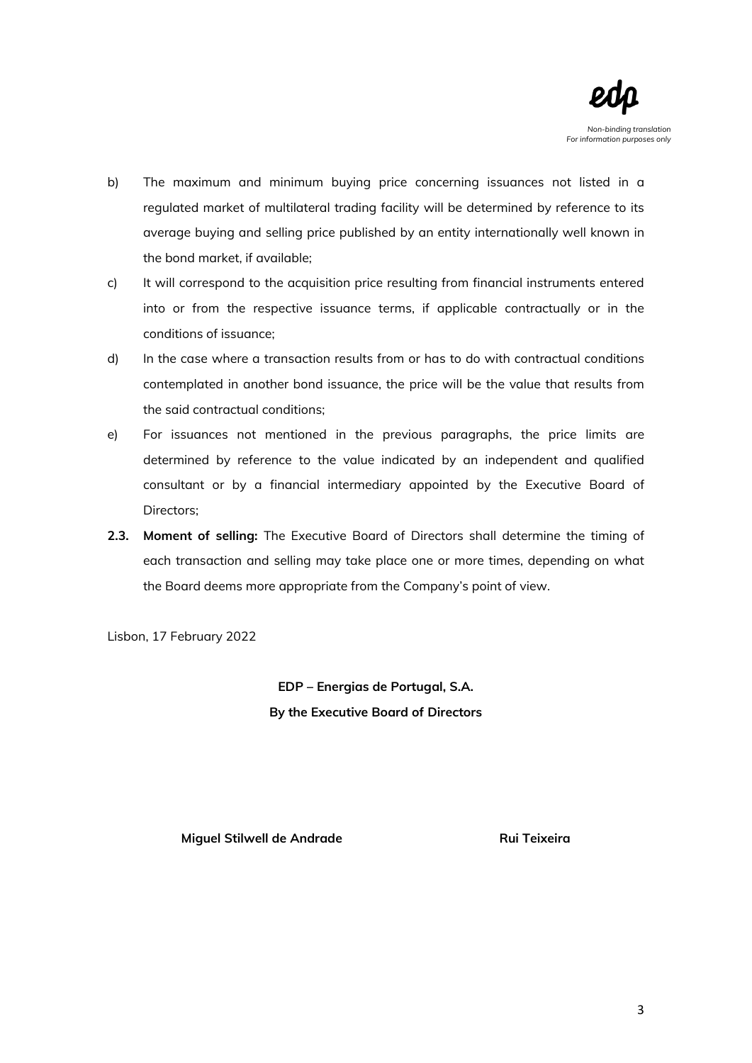b) The maximum and minimum buying price concerning issuances not listed in a regulated market of multilateral trading facility will be determined by reference to its average buying and selling price published by an entity internationally well known in the bond market, if available;

c) It will correspond to the acquisition price resulting from financial instruments entered into or from the respective issuance terms, if applicable contractually or in the conditions of issuance;

d) In the case where a transaction results from or has to do with contractual conditions contemplated in another bond issuance, the price will be the value that results from the said contractual conditions;

e) For issuances not mentioned in the previous paragraphs, the price limits are determined by reference to the value indicated by an independent and qualified consultant or by a financial intermediary appointed by the Executive Board of Directors;

**2.3. Moment of selling:** The Executive Board of Directors shall determine the timing of each transaction and selling may take place one or more times, depending on what the Board deems more appropriate from the Company's point of view.

Lisbon, 17 February 2022

**EDP – Energias de Portugal, S.A.**
**By the Executive Board of Directors**

**Miguel Stilwell de Andrade** **Rui Teixeira**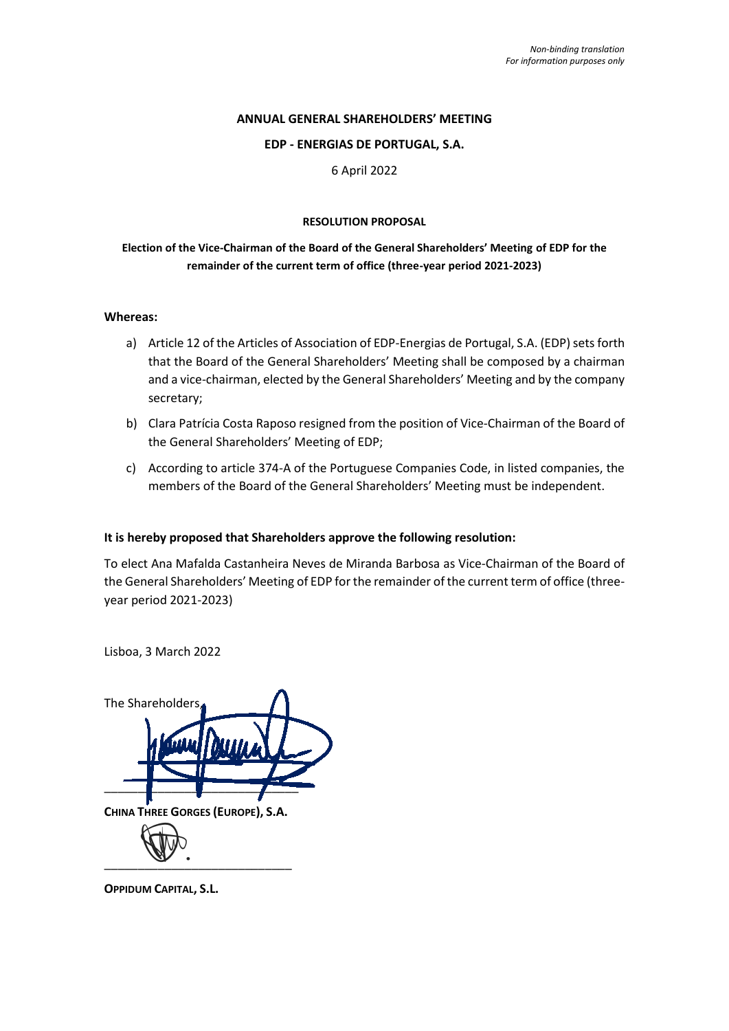*Non-binding translation*
*For information purposes only*

**ANNUAL GENERAL SHAREHOLDERS' MEETING**

**EDP - ENERGIAS DE PORTUGAL, S.A.**

6 April 2022

**RESOLUTION PROPOSAL**

**Election of the Vice-Chairman of the Board of the General Shareholders' Meeting of EDP for the remainder of the current term of office (three-year period 2021-2023)**

**Whereas:**

a) Article 12 of the Articles of Association of EDP-Energias de Portugal, S.A. (EDP) sets forth that the Board of the General Shareholders' Meeting shall be composed by a chairman and a vice-chairman, elected by the General Shareholders' Meeting and by the company secretary;

b) Clara Patrícia Costa Raposo resigned from the position of Vice-Chairman of the Board of the General Shareholders' Meeting of EDP;

c) According to article 374-A of the Portuguese Companies Code, in listed companies, the members of the Board of the General Shareholders' Meeting must be independent.

**It is hereby proposed that Shareholders approve the following resolution:**

To elect Ana Mafalda Castanheira Neves de Miranda Barbosa as Vice-Chairman of the Board of the General Shareholders' Meeting of EDP for the remainder of the current term of office (three-year period 2021-2023)

Lisboa, 3 March 2022

The Shareholders,

_____________________________

**CHINA THREE GORGES (EUROPE), S.A.**

_____________________________

**OPPIDUM CAPITAL, S.L.**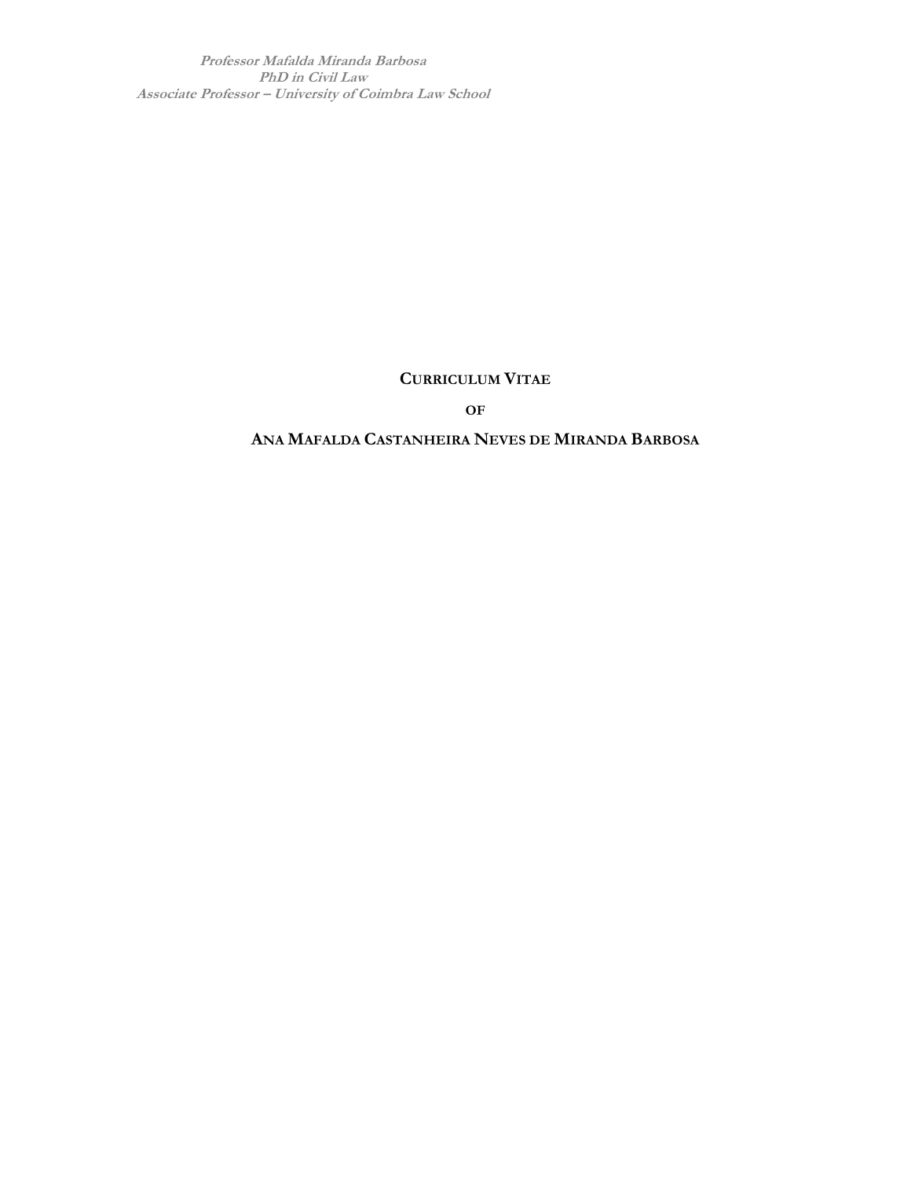**CURRICULUM VITAE**

**OF**

**ANA MAFALDA CASTANHEIRA NEVES DE MIRANDA BARBOSA**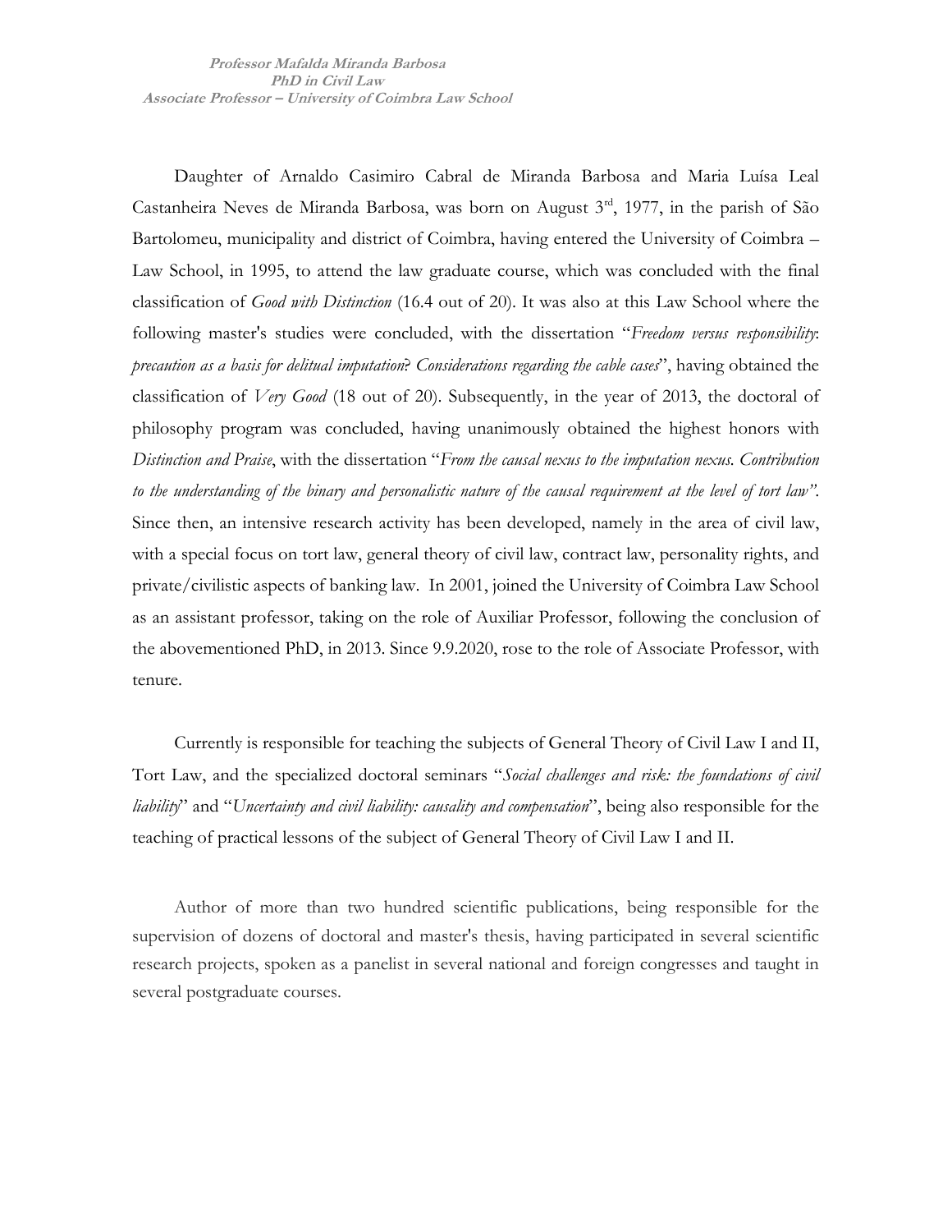**Professor Mafalda Miranda Barbosa**
**PhD in Civil Law**
**Associate Professor – University of Coimbra Law School**

Daughter of Arnaldo Casimiro Cabral de Miranda Barbosa and Maria Luísa Leal Castanheira Neves de Miranda Barbosa, was born on August 3rd, 1977, in the parish of São Bartolomeu, municipality and district of Coimbra, having entered the University of Coimbra – Law School, in 1995, to attend the law graduate course, which was concluded with the final classification of *Good with Distinction* (16.4 out of 20). It was also at this Law School where the following master's studies were concluded, with the dissertation "*Freedom versus responsibility*: *precaution as a basis for delitual imputation*? *Considerations regarding the cable cases*", having obtained the classification of *Very Good* (18 out of 20). Subsequently, in the year of 2013, the doctoral of philosophy program was concluded, having unanimously obtained the highest honors with *Distinction and Praise*, with the dissertation "*From the causal nexus to the imputation nexus. Contribution to the understanding of the binary and personalistic nature of the causal requirement at the level of tort law"*. Since then, an intensive research activity has been developed, namely in the area of civil law, with a special focus on tort law, general theory of civil law, contract law, personality rights, and private/civilistic aspects of banking law. In 2001, joined the University of Coimbra Law School as an assistant professor, taking on the role of Auxiliar Professor, following the conclusion of the abovementioned PhD, in 2013. Since 9.9.2020, rose to the role of Associate Professor, with tenure.

Currently is responsible for teaching the subjects of General Theory of Civil Law I and II, Tort Law, and the specialized doctoral seminars "*Social challenges and risk: the foundations of civil liability*" and "*Uncertainty and civil liability: causality and compensation*", being also responsible for the teaching of practical lessons of the subject of General Theory of Civil Law I and II.

Author of more than two hundred scientific publications, being responsible for the supervision of dozens of doctoral and master's thesis, having participated in several scientific research projects, spoken as a panelist in several national and foreign congresses and taught in several postgraduate courses.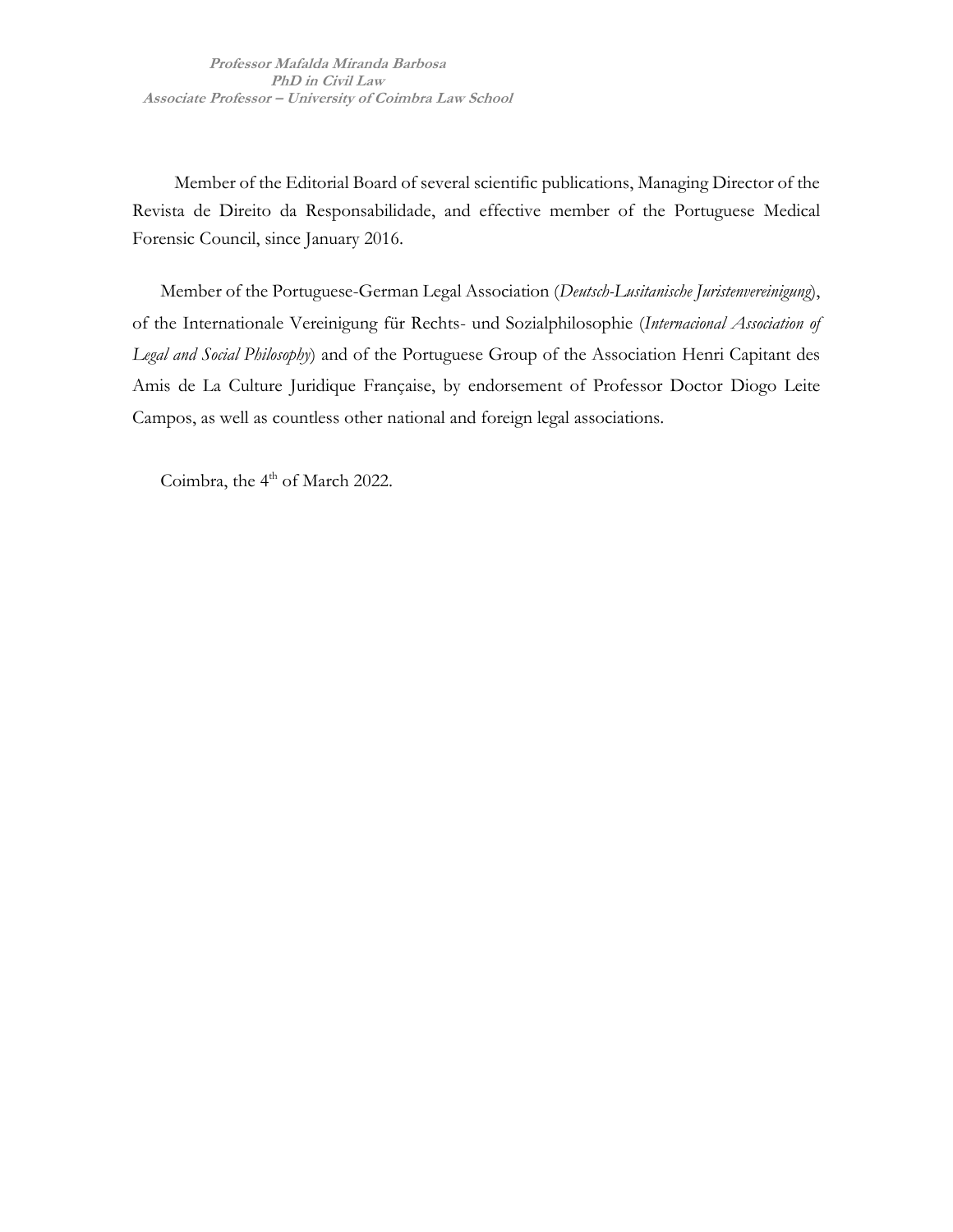Member of the Editorial Board of several scientific publications, Managing Director of the Revista de Direito da Responsabilidade, and effective member of the Portuguese Medical Forensic Council, since January 2016.

Member of the Portuguese-German Legal Association (*Deutsch-Lusitanische Juristenvereinigung*), of the Internationale Vereinigung für Rechts- und Sozialphilosophie (*Internacional Association of Legal and Social Philosophy*) and of the Portuguese Group of the Association Henri Capitant des Amis de La Culture Juridique Française, by endorsement of Professor Doctor Diogo Leite Campos, as well as countless other national and foreign legal associations.

Coimbra, the 4th of March 2022.